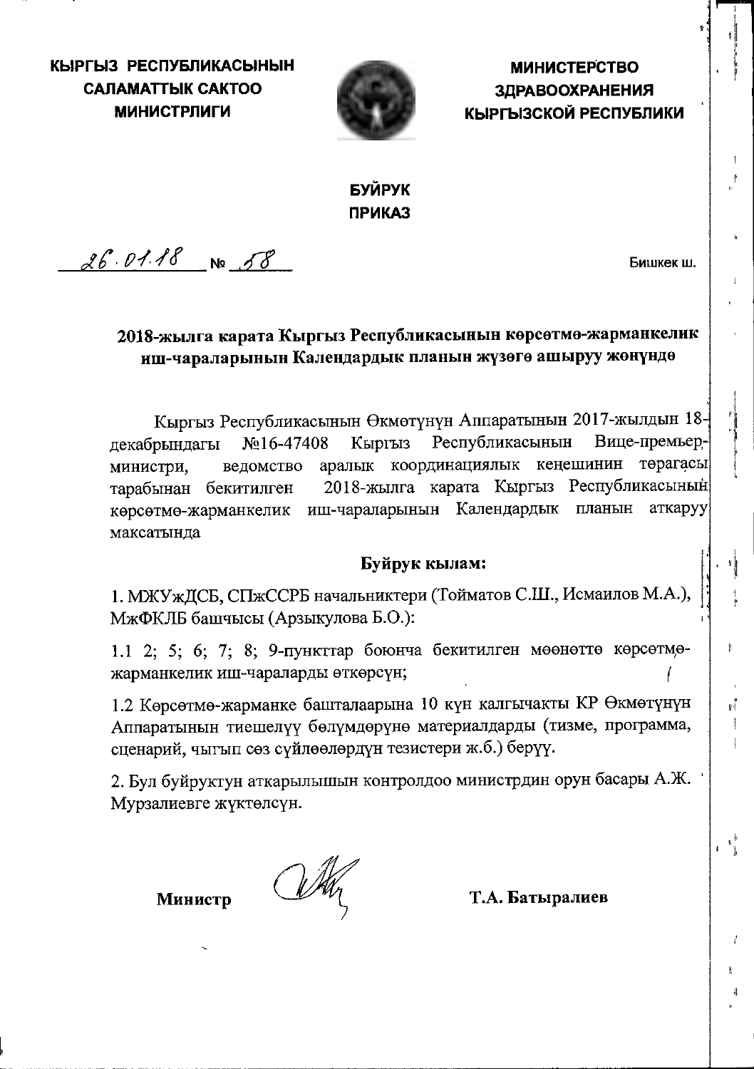**КЫРГЫЗ РЕСПУБЛИКАСЫНЫН САЛАМАТТЫК САКТОО МИНИСТРЛИГИ**

**МИНИСТЕРСТВО ЗДРАВООХРАНЕНИЯ КЫРГЫЗСКОЙ РЕСПУБЛИКИ**

**БУЙРУК**
**ПРИКАЗ**

26.01.18 № 58 Бишкек ш.

**2018-жылга карата Кыргыз Республикасынын көрсөтмө-жарманкелик иш-чараларынын Календардык планын жүзөгө ашыруу жөнүндө**

Кыргыз Республикасынын Өкмөтүнүн Аппаратынын 2017-жылдын 18-декабрындагы №16-47408 Кыргыз Республикасынын Вице-премьер-министри, ведомство аралык координациялык кеңешинин төрагасы тарабынан бекитилген 2018-жылга карата Кыргыз Республикасынын көрсөтмө-жарманкелик иш-чараларынын Календардык планын аткаруу максатында

**Буйрук кылам:**

1. МЖУжДСБ, СПжССРБ начальниктери (Тойматов С.Ш., Исмаилов М.А.), МжФКЛБ башчысы (Арзыкулова Б.О.):

1.1 2; 5; 6; 7; 8; 9-пункттар боюнча бекитилген мөөнөттө көрсөтмө-жарманкелик иш-чараларды өткөрсүн;

1.2 Көрсөтмө-жарманке башталаарына 10 күн калгычакты КР Өкмөтүнүн Аппаратынын тиешелүү бөлүмдөрүнө материалдарды (тизме, программа, сценарий, чыгып сөз сүйлөөлөрдүн тезистери ж.б.) берүү.

2. Бул буйруктун аткарылышын контролдоо министрдин орун басары А.Ж. Мурзалиевге жүктөлсүн.

**Министр** **Т.А. Батыралиев**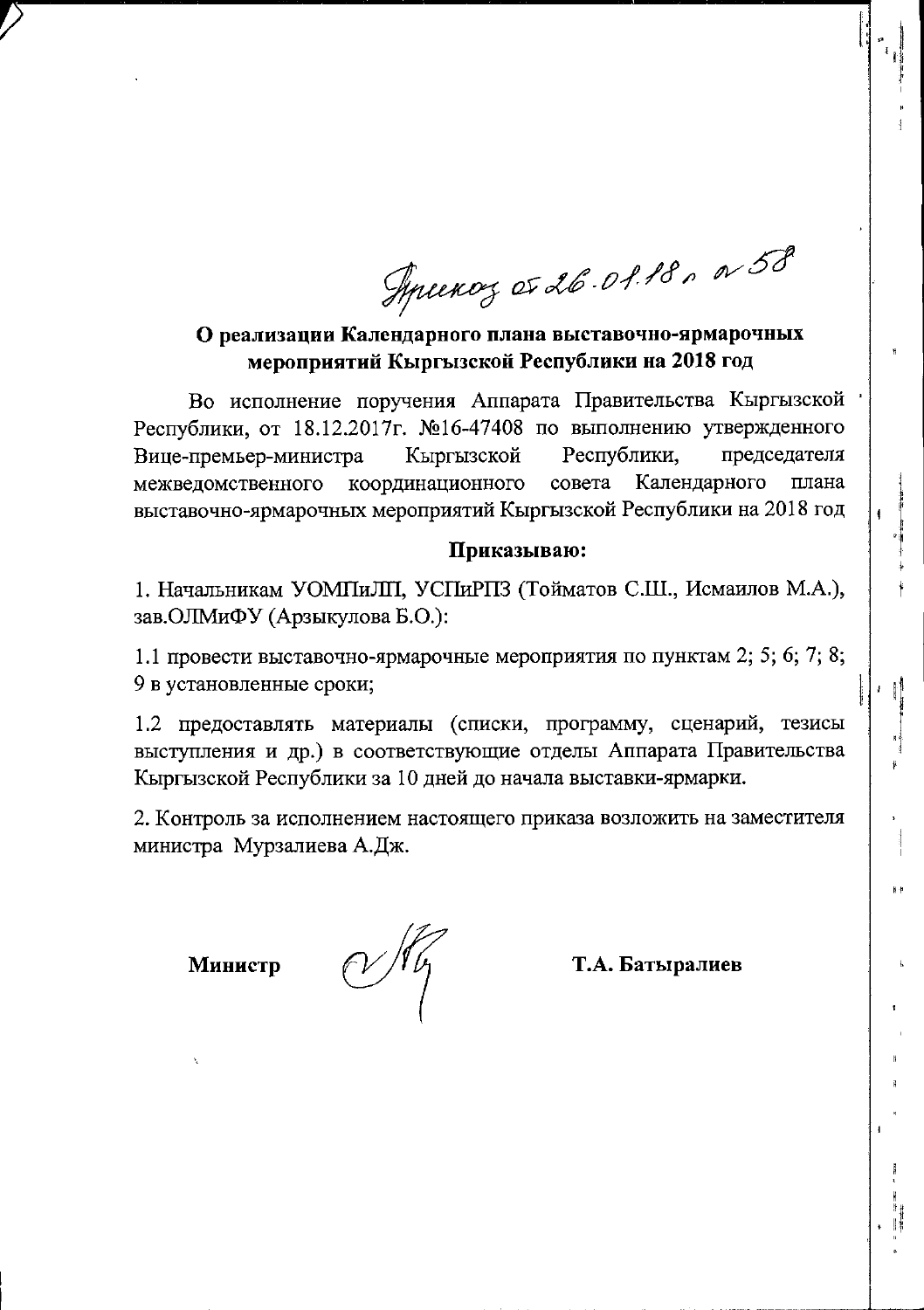Приказ от 26.01.18 г. № 58

**О реализации Календарного плана выставочно-ярмарочных мероприятий Кыргызской Республики на 2018 год**

Во исполнение поручения Аппарата Правительства Кыргызской Республики, от 18.12.2017г. №16-47408 по выполнению утвержденного Вице-премьер-министра Кыргызской Республики, председателя межведомственного координационного совета Календарного плана выставочно-ярмарочных мероприятий Кыргызской Республики на 2018 год

**Приказываю:**

1. Начальникам УОМПиЛП, УСПиРПЗ (Тойматов С.Ш., Исмаилов М.А.), зав.ОЛМиФУ (Арзыкулова Б.О.):

1.1 провести выставочно-ярмарочные мероприятия по пунктам 2; 5; 6; 7; 8; 9 в установленные сроки;

1.2 предоставлять материалы (списки, программу, сценарий, тезисы выступления и др.) в соответствующие отделы Аппарата Правительства Кыргызской Республики за 10 дней до начала выставки-ярмарки.

2. Контроль за исполнением настоящего приказа возложить на заместителя министра Мурзалиева А.Дж.

**Министр** **Т.А. Батыралиев**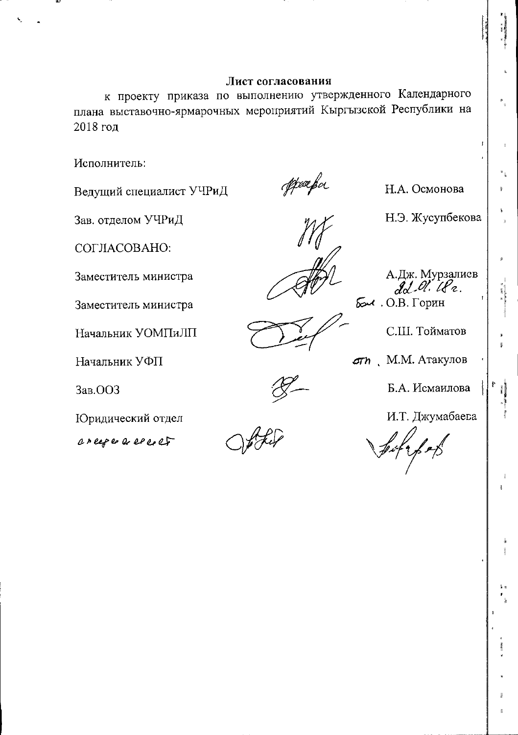**Лист согласования**

к проекту приказа по выполнению утвержденного Календарного плана выставочно-ярмарочных мероприятий Кыргызской Республики на 2018 год

Исполнитель:

Ведущий специалист УЧРиД — Н.А. Осмонова

Зав. отделом УЧРиД — Н.Э. Жусупбекова

СОГЛАСОВАНО:

Заместитель министра — А.Дж. Мурзалиев 22.01.18г.

Заместитель министра — бол. О.В. Горин

Начальник УОМПиЛП — С.Ш. Тойматов

Начальник УФП — отп. М.М. Атакулов

Зав.ООЗ — Б.А. Исмаилова

Юридический отдел — И.Т. Джумабаева